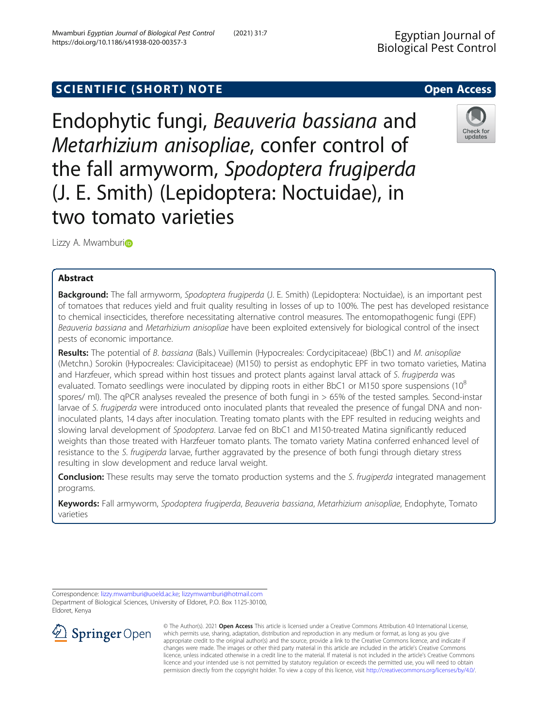SCIENTIFIC (SHORT) NOTE

Open Access

# Endophytic fungi, *Beauveria bassiana* and *Metarhizium anisopliae*, confer control of the fall armyworm, *Spodoptera frugiperda* (J. E. Smith) (Lepidoptera: Noctuidae), in two tomato varieties

Lizzy A. Mwamburi

## Abstract

**Background:** The fall armyworm, *Spodoptera frugiperda* (J. E. Smith) (Lepidoptera: Noctuidae), is an important pest of tomatoes that reduces yield and fruit quality resulting in losses of up to 100%. The pest has developed resistance to chemical insecticides, therefore necessitating alternative control measures. The entomopathogenic fungi (EPF) *Beauveria bassiana* and *Metarhizium anisopliae* have been exploited extensively for biological control of the insect pests of economic importance.

**Results:** The potential of *B. bassiana* (Bals.) Vuillemin (Hypocreales: Cordycipitaceae) (BbC1) and *M. anisopliae* (Metchn.) Sorokin (Hypocreales: Clavicipitaceae) (M150) to persist as endophytic EPF in two tomato varieties, Matina and Harzfeuer, which spread within host tissues and protect plants against larval attack of *S. frugiperda* was evaluated. Tomato seedlings were inoculated by dipping roots in either BbC1 or M150 spore suspensions ($10^8$ spores/ ml). The qPCR analyses revealed the presence of both fungi in > 65% of the tested samples. Second-instar larvae of *S. frugiperda* were introduced onto inoculated plants that revealed the presence of fungal DNA and non-inoculated plants, 14 days after inoculation. Treating tomato plants with the EPF resulted in reducing weights and slowing larval development of *Spodoptera*. Larvae fed on BbC1 and M150-treated Matina significantly reduced weights than those treated with Harzfeuer tomato plants. The tomato variety Matina conferred enhanced level of resistance to the *S. frugiperda* larvae, further aggravated by the presence of both fungi through dietary stress resulting in slow development and reduce larval weight.

**Conclusion:** These results may serve the tomato production systems and the *S. frugiperda* integrated management programs.

**Keywords:** Fall armyworm, *Spodoptera frugiperda*, *Beauveria bassiana*, *Metarhizium anisopliae*, Endophyte, Tomato varieties

Correspondence: lizzy.mwamburi@uoeld.ac.ke; lizzymwamburi@hotmail.com
Department of Biological Sciences, University of Eldoret, P.O. Box 1125-30100, Eldoret, Kenya

© The Author(s). 2021 **Open Access** This article is licensed under a Creative Commons Attribution 4.0 International License, which permits use, sharing, adaptation, distribution and reproduction in any medium or format, as long as you give appropriate credit to the original author(s) and the source, provide a link to the Creative Commons licence, and indicate if changes were made. The images or other third party material in this article are included in the article's Creative Commons licence, unless indicated otherwise in a credit line to the material. If material is not included in the article's Creative Commons licence and your intended use is not permitted by statutory regulation or exceeds the permitted use, you will need to obtain permission directly from the copyright holder. To view a copy of this licence, visit http://creativecommons.org/licenses/by/4.0/.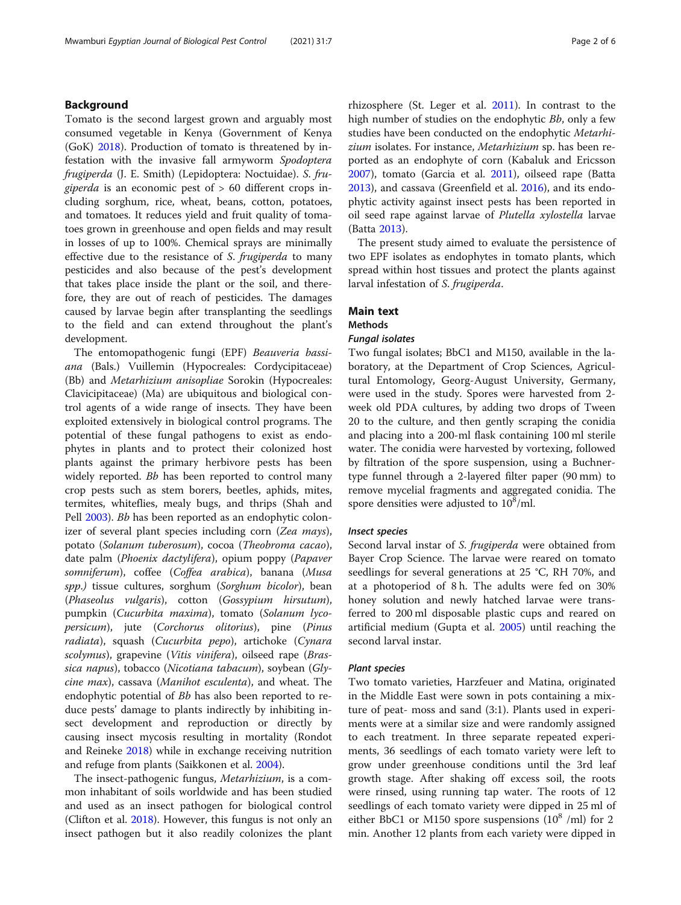## Background

Tomato is the second largest grown and arguably most consumed vegetable in Kenya (Government of Kenya (GoK) 2018). Production of tomato is threatened by infestation with the invasive fall armyworm *Spodoptera frugiperda* (J. E. Smith) (Lepidoptera: Noctuidae). *S. frugiperda* is an economic pest of > 60 different crops including sorghum, rice, wheat, beans, cotton, potatoes, and tomatoes. It reduces yield and fruit quality of tomatoes grown in greenhouse and open fields and may result in losses of up to 100%. Chemical sprays are minimally effective due to the resistance of *S. frugiperda* to many pesticides and also because of the pest's development that takes place inside the plant or the soil, and therefore, they are out of reach of pesticides. The damages caused by larvae begin after transplanting the seedlings to the field and can extend throughout the plant's development.

The entomopathogenic fungi (EPF) *Beauveria bassiana* (Bals.) Vuillemin (Hypocreales: Cordycipitaceae) (Bb) and *Metarhizium anisopliae* Sorokin (Hypocreales: Clavicipitaceae) (Ma) are ubiquitous and biological control agents of a wide range of insects. They have been exploited extensively in biological control programs. The potential of these fungal pathogens to exist as endophytes in plants and to protect their colonized host plants against the primary herbivore pests has been widely reported. *Bb* has been reported to control many crop pests such as stem borers, beetles, aphids, mites, termites, whiteflies, mealy bugs, and thrips (Shah and Pell 2003). *Bb* has been reported as an endophytic colonizer of several plant species including corn (*Zea mays*), potato (*Solanum tuberosum*), cocoa (*Theobroma cacao*), date palm (*Phoenix dactylifera*), opium poppy (*Papaver somniferum*), coffee (*Coffea arabica*), banana (*Musa spp.*) tissue cultures, sorghum (*Sorghum bicolor*), bean (*Phaseolus vulgaris*), cotton (*Gossypium hirsutum*), pumpkin (*Cucurbita maxima*), tomato (*Solanum lycopersicum*), jute (*Corchorus olitorius*), pine (*Pinus radiata*), squash (*Cucurbita pepo*), artichoke (*Cynara scolymus*), grapevine (*Vitis vinifera*), oilseed rape (*Brassica napus*), tobacco (*Nicotiana tabacum*), soybean (*Glycine max*), cassava (*Manihot esculenta*), and wheat. The endophytic potential of *Bb* has also been reported to reduce pests' damage to plants indirectly by inhibiting insect development and reproduction or directly by causing insect mycosis resulting in mortality (Rondot and Reineke 2018) while in exchange receiving nutrition and refuge from plants (Saikkonen et al. 2004).

The insect-pathogenic fungus, *Metarhizium*, is a common inhabitant of soils worldwide and has been studied and used as an insect pathogen for biological control (Clifton et al. 2018). However, this fungus is not only an insect pathogen but it also readily colonizes the plant rhizosphere (St. Leger et al. 2011). In contrast to the high number of studies on the endophytic *Bb*, only a few studies have been conducted on the endophytic *Metarhizium* isolates. For instance, *Metarhizium* sp. has been reported as an endophyte of corn (Kabaluk and Ericsson 2007), tomato (Garcia et al. 2011), oilseed rape (Batta 2013), and cassava (Greenfield et al. 2016), and its endophytic activity against insect pests has been reported in oil seed rape against larvae of *Plutella xylostella* larvae (Batta 2013).

The present study aimed to evaluate the persistence of two EPF isolates as endophytes in tomato plants, which spread within host tissues and protect the plants against larval infestation of *S. frugiperda*.

## Main text

### Methods

#### Fungal isolates

Two fungal isolates; BbC1 and M150, available in the laboratory, at the Department of Crop Sciences, Agricultural Entomology, Georg-August University, Germany, were used in the study. Spores were harvested from 2-week old PDA cultures, by adding two drops of Tween 20 to the culture, and then gently scraping the conidia and placing into a 200-ml flask containing 100 ml sterile water. The conidia were harvested by vortexing, followed by filtration of the spore suspension, using a Buchner-type funnel through a 2-layered filter paper (90 mm) to remove mycelial fragments and aggregated conidia. The spore densities were adjusted to $10^8$/ml.

#### Insect species

Second larval instar of *S. frugiperda* were obtained from Bayer Crop Science. The larvae were reared on tomato seedlings for several generations at 25 °C, RH 70%, and at a photoperiod of 8 h. The adults were fed on 30% honey solution and newly hatched larvae were transferred to 200 ml disposable plastic cups and reared on artificial medium (Gupta et al. 2005) until reaching the second larval instar.

#### Plant species

Two tomato varieties, Harzfeuer and Matina, originated in the Middle East were sown in pots containing a mixture of peat- moss and sand (3:1). Plants used in experiments were at a similar size and were randomly assigned to each treatment. In three separate repeated experiments, 36 seedlings of each tomato variety were left to grow under greenhouse conditions until the 3rd leaf growth stage. After shaking off excess soil, the roots were rinsed, using running tap water. The roots of 12 seedlings of each tomato variety were dipped in 25 ml of either BbC1 or M150 spore suspensions ($10^8$ /ml) for 2 min. Another 12 plants from each variety were dipped in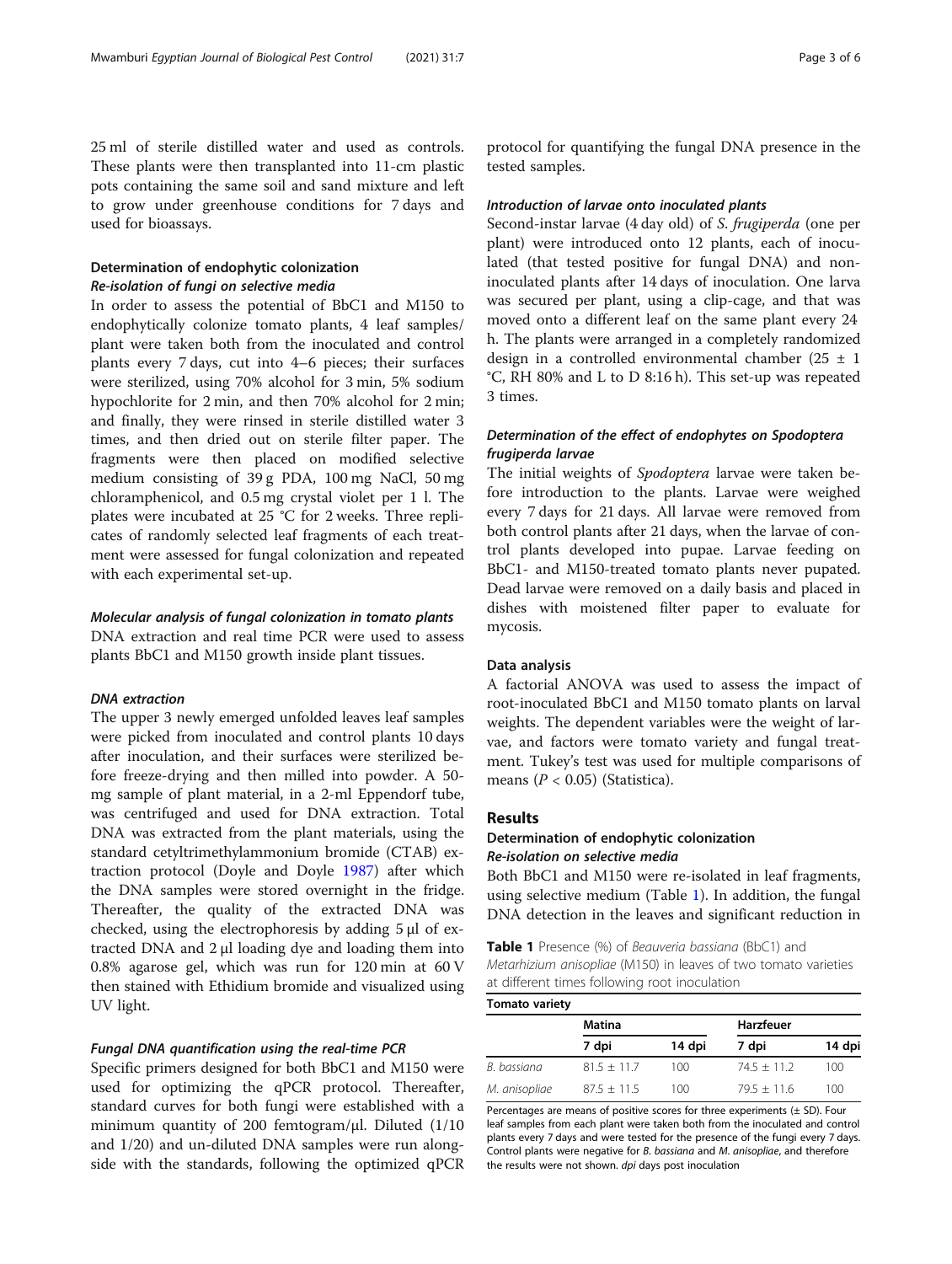25 ml of sterile distilled water and used as controls. These plants were then transplanted into 11-cm plastic pots containing the same soil and sand mixture and left to grow under greenhouse conditions for 7 days and used for bioassays.

## Determination of endophytic colonization

### *Re-isolation of fungi on selective media*

In order to assess the potential of BbC1 and M150 to endophytically colonize tomato plants, 4 leaf samples/plant were taken both from the inoculated and control plants every 7 days, cut into 4–6 pieces; their surfaces were sterilized, using 70% alcohol for 3 min, 5% sodium hypochlorite for 2 min, and then 70% alcohol for 2 min; and finally, they were rinsed in sterile distilled water 3 times, and then dried out on sterile filter paper. The fragments were then placed on modified selective medium consisting of 39 g PDA, 100 mg NaCl, 50 mg chloramphenicol, and 0.5 mg crystal violet per 1 l. The plates were incubated at 25 °C for 2 weeks. Three replicates of randomly selected leaf fragments of each treatment were assessed for fungal colonization and repeated with each experimental set-up.

### *Molecular analysis of fungal colonization in tomato plants*

DNA extraction and real time PCR were used to assess plants BbC1 and M150 growth inside plant tissues.

#### *DNA extraction*

The upper 3 newly emerged unfolded leaves leaf samples were picked from inoculated and control plants 10 days after inoculation, and their surfaces were sterilized before freeze-drying and then milled into powder. A 50-mg sample of plant material, in a 2-ml Eppendorf tube, was centrifuged and used for DNA extraction. Total DNA was extracted from the plant materials, using the standard cetyltrimethylammonium bromide (CTAB) extraction protocol (Doyle and Doyle 1987) after which the DNA samples were stored overnight in the fridge. Thereafter, the quality of the extracted DNA was checked, using the electrophoresis by adding 5 μl of extracted DNA and 2 μl loading dye and loading them into 0.8% agarose gel, which was run for 120 min at 60 V then stained with Ethidium bromide and visualized using UV light.

#### *Fungal DNA quantification using the real-time PCR*

Specific primers designed for both BbC1 and M150 were used for optimizing the qPCR protocol. Thereafter, standard curves for both fungi were established with a minimum quantity of 200 femtogram/μl. Diluted (1/10 and 1/20) and un-diluted DNA samples were run alongside with the standards, following the optimized qPCR protocol for quantifying the fungal DNA presence in the tested samples.

### *Introduction of larvae onto inoculated plants*

Second-instar larvae (4 day old) of *S. frugiperda* (one per plant) were introduced onto 12 plants, each of inoculated (that tested positive for fungal DNA) and non-inoculated plants after 14 days of inoculation. One larva was secured per plant, using a clip-cage, and that was moved onto a different leaf on the same plant every 24 h. The plants were arranged in a completely randomized design in a controlled environmental chamber (25 ± 1 °C, RH 80% and L to D 8:16 h). This set-up was repeated 3 times.

### *Determination of the effect of endophytes on Spodoptera frugiperda larvae*

The initial weights of *Spodoptera* larvae were taken before introduction to the plants. Larvae were weighed every 7 days for 21 days. All larvae were removed from both control plants after 21 days, when the larvae of control plants developed into pupae. Larvae feeding on BbC1- and M150-treated tomato plants never pupated. Dead larvae were removed on a daily basis and placed in dishes with moistened filter paper to evaluate for mycosis.

### Data analysis

A factorial ANOVA was used to assess the impact of root-inoculated BbC1 and M150 tomato plants on larval weights. The dependent variables were the weight of larvae, and factors were tomato variety and fungal treatment. Tukey's test was used for multiple comparisons of means ($P < 0.05$) (Statistica).

## Results

## Determination of endophytic colonization

### *Re-isolation on selective media*

Both BbC1 and M150 were re-isolated in leaf fragments, using selective medium (Table 1). In addition, the fungal DNA detection in the leaves and significant reduction in

**Table 1** Presence (%) of *Beauveria bassiana* (BbC1) and *Metarhizium anisopliae* (M150) in leaves of two tomato varieties at different times following root inoculation

| Tomato variety | | | | |
|---|---|---|---|---|
| | Matina | | Harzfeuer | |
| | 7 dpi | 14 dpi | 7 dpi | 14 dpi |
| *B. bassiana* | 81.5 ± 11.7 | 100 | 74.5 ± 11.2 | 100 |
| *M. anisopliae* | 87.5 ± 11.5 | 100 | 79.5 ± 11.6 | 100 |

Percentages are means of positive scores for three experiments (± SD). Four leaf samples from each plant were taken both from the inoculated and control plants every 7 days and were tested for the presence of the fungi every 7 days. Control plants were negative for *B. bassiana* and *M. anisopliae*, and therefore the results were not shown. *dpi* days post inoculation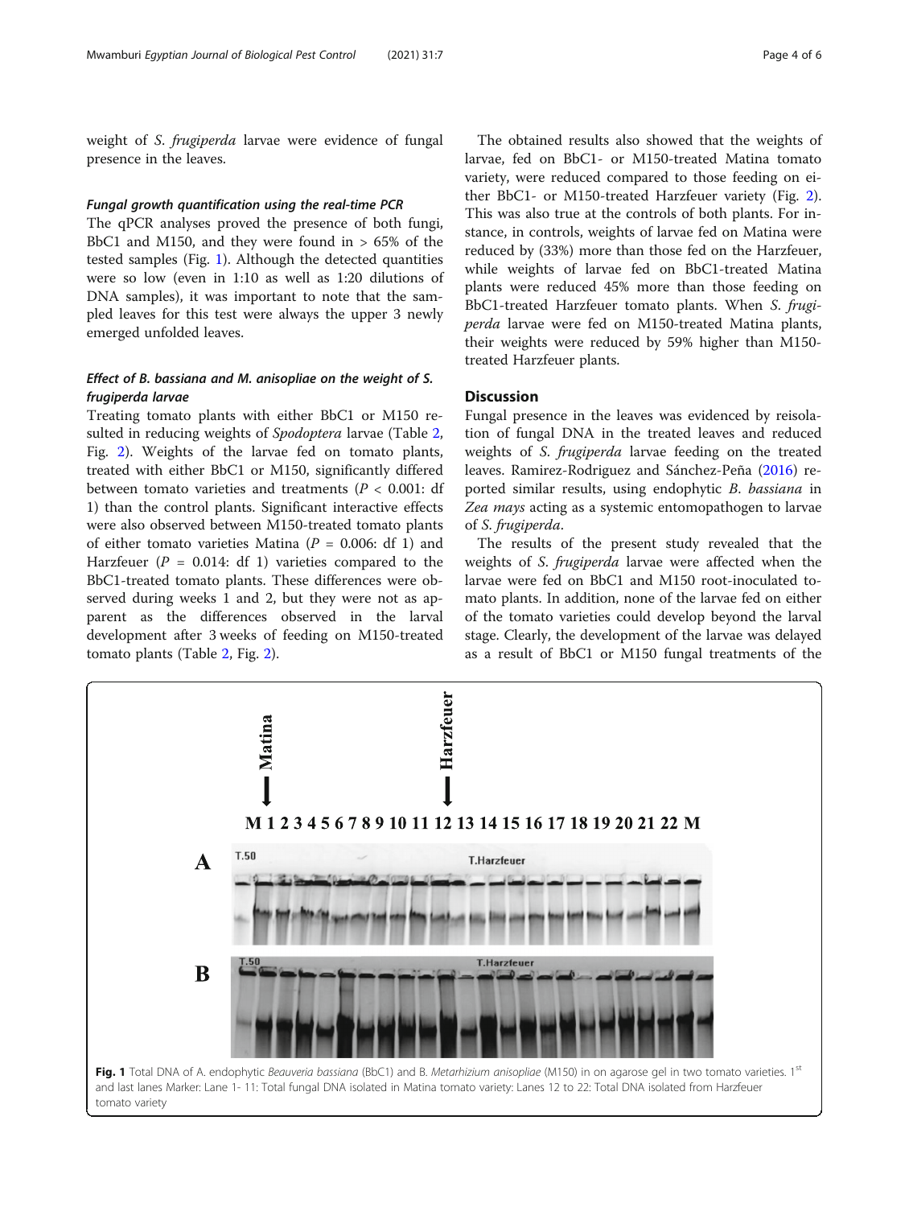weight of *S. frugiperda* larvae were evidence of fungal presence in the leaves.

#### *Fungal growth quantification using the real-time PCR*

The qPCR analyses proved the presence of both fungi, BbC1 and M150, and they were found in > 65% of the tested samples (Fig. 1). Although the detected quantities were so low (even in 1:10 as well as 1:20 dilutions of DNA samples), it was important to note that the sampled leaves for this test were always the upper 3 newly emerged unfolded leaves.

#### *Effect of B. bassiana and M. anisopliae on the weight of S. frugiperda larvae*

Treating tomato plants with either BbC1 or M150 resulted in reducing weights of *Spodoptera* larvae (Table 2, Fig. 2). Weights of the larvae fed on tomato plants, treated with either BbC1 or M150, significantly differed between tomato varieties and treatments ($P < 0.001$: df 1) than the control plants. Significant interactive effects were also observed between M150-treated tomato plants of either tomato varieties Matina ($P = 0.006$: df 1) and Harzfeuer ($P = 0.014$: df 1) varieties compared to the BbC1-treated tomato plants. These differences were observed during weeks 1 and 2, but they were not as apparent as the differences observed in the larval development after 3 weeks of feeding on M150-treated tomato plants (Table 2, Fig. 2).

The obtained results also showed that the weights of larvae, fed on BbC1- or M150-treated Matina tomato variety, were reduced compared to those feeding on either BbC1- or M150-treated Harzfeuer variety (Fig. 2). This was also true at the controls of both plants. For instance, in controls, weights of larvae fed on Matina were reduced by (33%) more than those fed on the Harzfeuer, while weights of larvae fed on BbC1-treated Matina plants were reduced 45% more than those feeding on BbC1-treated Harzfeuer tomato plants. When *S. frugiperda* larvae were fed on M150-treated Matina plants, their weights were reduced by 59% higher than M150-treated Harzfeuer plants.

## Discussion

Fungal presence in the leaves was evidenced by reisolation of fungal DNA in the treated leaves and reduced weights of *S. frugiperda* larvae feeding on the treated leaves. Ramirez-Rodriguez and Sánchez-Peña (2016) reported similar results, using endophytic *B. bassiana* in *Zea mays* acting as a systemic entomopathogen to larvae of *S. frugiperda*.

The results of the present study revealed that the weights of *S. frugiperda* larvae were affected when the larvae were fed on BbC1 and M150 root-inoculated tomato plants. In addition, none of the larvae fed on either of the tomato varieties could develop beyond the larval stage. Clearly, the development of the larvae was delayed as a result of BbC1 or M150 fungal treatments of the

**Fig. 1** Total DNA of A. endophytic *Beauveria bassiana* (BbC1) and B. *Metarhizium anisopliae* (M150) on agarose gel in two tomato varieties. 1st and last lanes Marker: Lane 1- 11: Total fungal DNA isolated in Matina tomato variety: Lanes 12 to 22: Total DNA isolated from Harzfeuer tomato variety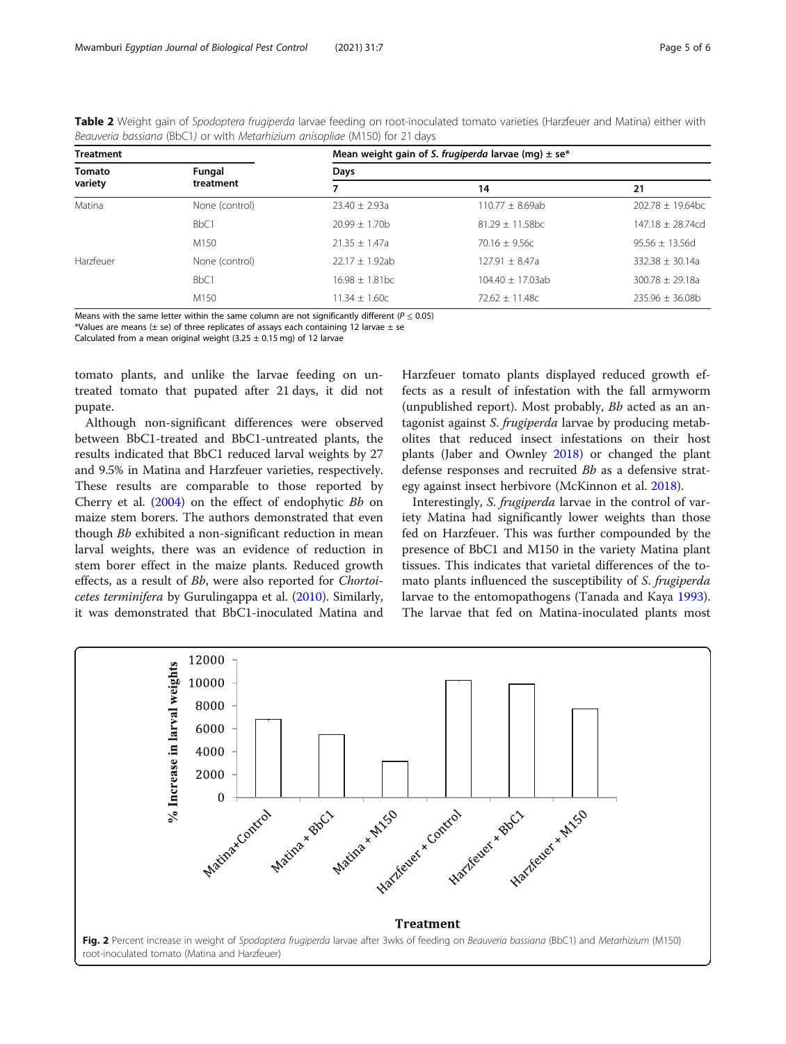**Table 2** Weight gain of *Spodoptera frugiperda* larvae feeding on root-inoculated tomato varieties (Harzfeuer and Matina) either with *Beauveria bassiana* (BbC1) or with *Metarhizium anisopliae* (M150) for 21 days

| Treatment | | Mean weight gain of *S. frugiperda* larvae (mg) ± se* | | |
|---|---|---|---|---|
| Tomato variety | Fungal treatment | Days | | |
| | | 7 | 14 | 21 |
| Matina | None (control) | 23.40 ± 2.93a | 110.77 ± 8.69ab | 202.78 ± 19.64bc |
| | BbC1 | 20.99 ± 1.70b | 81.29 ± 11.58bc | 147.18 ± 28.74cd |
| | M150 | 21.35 ± 1.47a | 70.16 ± 9.56c | 95.56 ± 13.56d |
| Harzfeuer | None (control) | 22.17 ± 1.92ab | 127.91 ± 8.47a | 332.38 ± 30.14a |
| | BbC1 | 16.98 ± 1.81bc | 104.40 ± 17.03ab | 300.78 ± 29.18a |
| | M150 | 11.34 ± 1.60c | 72.62 ± 11.48c | 235.96 ± 36.08b |

Means with the same letter within the same column are not significantly different ($P \leq 0.05$)

*Values are means (± se) of three replicates of assays each containing 12 larvae ± se

Calculated from a mean original weight (3.25 ± 0.15 mg) of 12 larvae

tomato plants, and unlike the larvae feeding on untreated tomato that pupated after 21 days, it did not pupate.

Although non-significant differences were observed between BbC1-treated and BbC1-untreated plants, the results indicated that BbC1 reduced larval weights by 27 and 9.5% in Matina and Harzfeuer varieties, respectively. These results are comparable to those reported by Cherry et al. (2004) on the effect of endophytic *Bb* on maize stem borers. The authors demonstrated that even though *Bb* exhibited a non-significant reduction in mean larval weights, there was an evidence of reduction in stem borer effect in the maize plants. Reduced growth effects, as a result of *Bb*, were also reported for *Chortoicetes terminifera* by Gurulingappa et al. (2010). Similarly, it was demonstrated that BbC1-inoculated Matina and Harzfeuer tomato plants displayed reduced growth effects as a result of infestation with the fall armyworm (unpublished report). Most probably, *Bb* acted as an antagonist against *S. frugiperda* larvae by producing metabolites that reduced insect infestations on their host plants (Jaber and Ownley 2018) or changed the plant defense responses and recruited *Bb* as a defensive strategy against insect herbivore (McKinnon et al. 2018).

Interestingly, *S. frugiperda* larvae in the control of variety Matina had significantly lower weights than those fed on Harzfeuer. This was further compounded by the presence of BbC1 and M150 in the variety Matina plant tissues. This indicates that varietal differences of the tomato plants influenced the susceptibility of *S. frugiperda* larvae to the entomopathogens (Tanada and Kaya 1993). The larvae that fed on Matina-inoculated plants most

**Fig. 2** Percent increase in weight of *Spodoptera frugiperda* larvae after 3wks of feeding on *Beauveria bassiana* (BbC1) and *Metarhizium* (M150) root-inoculated tomato (Matina and Harzfeuer)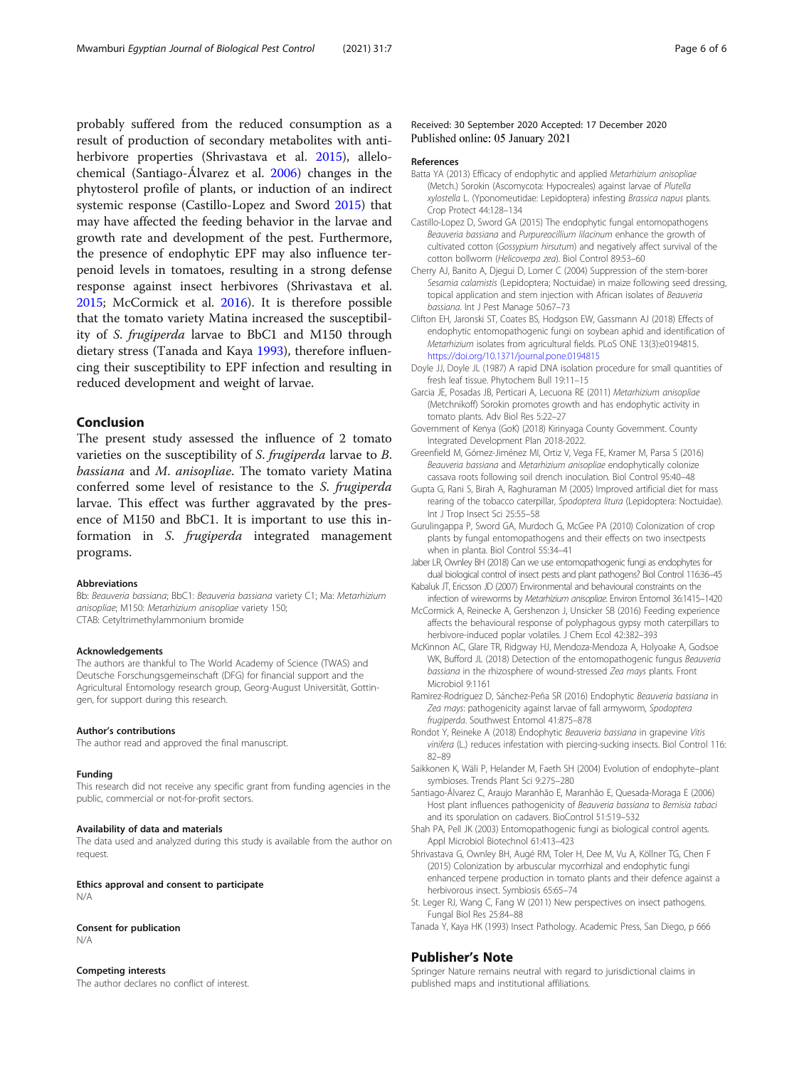probably suffered from the reduced consumption as a result of production of secondary metabolites with anti-herbivore properties (Shrivastava et al. 2015), allelochemical (Santiago-Álvarez et al. 2006) changes in the phytosterol profile of plants, or induction of an indirect systemic response (Castillo-Lopez and Sword 2015) that may have affected the feeding behavior in the larvae and growth rate and development of the pest. Furthermore, the presence of endophytic EPF may also influence terpenoid levels in tomatoes, resulting in a strong defense response against insect herbivores (Shrivastava et al. 2015; McCormick et al. 2016). It is therefore possible that the tomato variety Matina increased the susceptibility of *S. frugiperda* larvae to BbC1 and M150 through dietary stress (Tanada and Kaya 1993), therefore influencing their susceptibility to EPF infection and resulting in reduced development and weight of larvae.

## Conclusion

The present study assessed the influence of 2 tomato varieties on the susceptibility of *S. frugiperda* larvae to *B. bassiana* and *M. anisopliae*. The tomato variety Matina conferred some level of resistance to the *S. frugiperda* larvae. This effect was further aggravated by the presence of M150 and BbC1. It is important to use this information in *S. frugiperda* integrated management programs.

### Abbreviations

Bb: *Beauveria bassiana*; BbC1: *Beauveria bassiana* variety C1; Ma: *Metarhizium anisopliae*; M150: *Metarhizium anisopliae* variety 150; CTAB: Cetyltrimethylammonium bromide

### Acknowledgements

The authors are thankful to The World Academy of Science (TWAS) and Deutsche Forschungsgemeinschaft (DFG) for financial support and the Agricultural Entomology research group, Georg-August Universität, Gottingen, for support during this research.

### Author's contributions

The author read and approved the final manuscript.

### Funding

This research did not receive any specific grant from funding agencies in the public, commercial or not-for-profit sectors.

### Availability of data and materials

The data used and analyzed during this study is available from the author on request.

### Ethics approval and consent to participate

N/A

### Consent for publication

N/A

### Competing interests

The author declares no conflict of interest.

Received: 30 September 2020 Accepted: 17 December 2020
Published online: 05 January 2021

### References

Batta YA (2013) Efficacy of endophytic and applied *Metarhizium anisopliae* (Metch.) Sorokin (Ascomycota: Hypocreales) against larvae of *Plutella xylostella* L. (Yponomeutidae: Lepidoptera) infesting *Brassica napus* plants. Crop Protect 44:128–134

Castillo-Lopez D, Sword GA (2015) The endophytic fungal entomopathogens *Beauveria bassiana* and *Purpureocillium lilacinum* enhance the growth of cultivated cotton (*Gossypium hirsutum*) and negatively affect survival of the cotton bollworm (*Helicoverpa zea*). Biol Control 89:53–60

Cherry AJ, Banito A, Djegui D, Lomer C (2004) Suppression of the stem-borer *Sesamia calamistis* (Lepidoptera; Noctuidae) in maize following seed dressing, topical application and stem injection with African isolates of *Beauveria bassiana*. Int J Pest Manage 50:67–73

Clifton EH, Jaronski ST, Coates BS, Hodgson EW, Gassmann AJ (2018) Effects of endophytic entomopathogenic fungi on soybean aphid and identification of *Metarhizium* isolates from agricultural fields. PLoS ONE 13(3):e0194815. https://doi.org/10.1371/journal.pone.0194815

Doyle JJ, Doyle JL (1987) A rapid DNA isolation procedure for small quantities of fresh leaf tissue. Phytochem Bull 19:11–15

Garcia JE, Posadas JB, Perticari A, Lecuona RE (2011) *Metarhizium anisopliae* (Metchnikoff) Sorokin promotes growth and has endophytic activity in tomato plants. Adv Biol Res 5:22–27

Government of Kenya (GoK) (2018) Kirinyaga County Government. County Integrated Development Plan 2018-2022.

Greenfield M, Gómez-Jiménez MI, Ortiz V, Vega FE, Kramer M, Parsa S (2016) *Beauveria bassiana* and *Metarhizium anisopliae* endophytically colonize cassava roots following soil drench inoculation. Biol Control 95:40–48

Gupta G, Rani S, Birah A, Raghuraman M (2005) Improved artificial diet for mass rearing of the tobacco caterpillar, *Spodoptera litura* (Lepidoptera: Noctuidae). Int J Trop Insect Sci 25:55–58

Gurulingappa P, Sword GA, Murdoch G, McGee PA (2010) Colonization of crop plants by fungal entomopathogens and their effects on two insectpests when in planta. Biol Control 55:34–41

Jaber LR, Ownley BH (2018) Can we use entomopathogenic fungi as endophytes for dual biological control of insect pests and plant pathogens? Biol Control 116:36–45

Kabaluk JT, Ericsson JD (2007) Environmental and behavioural constraints on the infection of wireworms by *Metarhizium anisopliae*. Environ Entomol 36:1415–1420

McCormick A, Reinecke A, Gershenzon J, Unsicker SB (2016) Feeding experience affects the behavioural response of polyphagous gypsy moth caterpillars to herbivore-induced poplar volatiles. J Chem Ecol 42:382–393

McKinnon AC, Glare TR, Ridgway HJ, Mendoza-Mendoza A, Holyoake A, Godsoe WK, Bufford JL (2018) Detection of the entomopathogenic fungus *Beauveria bassiana* in the rhizosphere of wound-stressed *Zea mays* plants. Front Microbiol 9:1161

Ramirez-Rodriguez D, Sánchez-Peña SR (2016) Endophytic *Beauveria bassiana* in *Zea mays*: pathogenicity against larvae of fall armyworm, *Spodoptera frugiperda*. Southwest Entomol 41:875–878

Rondot Y, Reineke A (2018) Endophytic *Beauveria bassiana* in grapevine *Vitis vinifera* (L.) reduces infestation with piercing-sucking insects. Biol Control 116: 82–89

Saikkonen K, Wäli P, Helander M, Faeth SH (2004) Evolution of endophyte–plant symbioses. Trends Plant Sci 9:275–280

Santiago-Álvarez C, Araujo Maranhão E, Maranhão E, Quesada-Moraga E (2006) Host plant influences pathogenicity of *Beauveria bassiana* to *Bemisia tabaci* and its sporulation on cadavers. BioControl 51:519–532

Shah PA, Pell JK (2003) Entomopathogenic fungi as biological control agents. Appl Microbiol Biotechnol 61:413–423

Shrivastava G, Ownley BH, Augé RM, Toler H, Dee M, Vu A, Köllner TG, Chen F (2015) Colonization by arbuscular mycorrhizal and endophytic fungi enhanced terpene production in tomato plants and their defence against a herbivorous insect. Symbiosis 65:65–74

St. Leger RJ, Wang C, Fang W (2011) New perspectives on insect pathogens. Fungal Biol Res 25:84–88

Tanada Y, Kaya HK (1993) Insect Pathology. Academic Press, San Diego, p 666

## Publisher's Note

Springer Nature remains neutral with regard to jurisdictional claims in published maps and institutional affiliations.